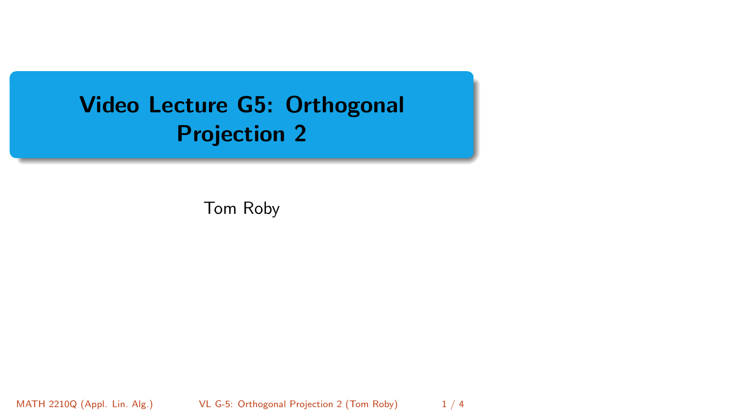# Video Lecture G5: Orthogonal Projection 2

Tom Roby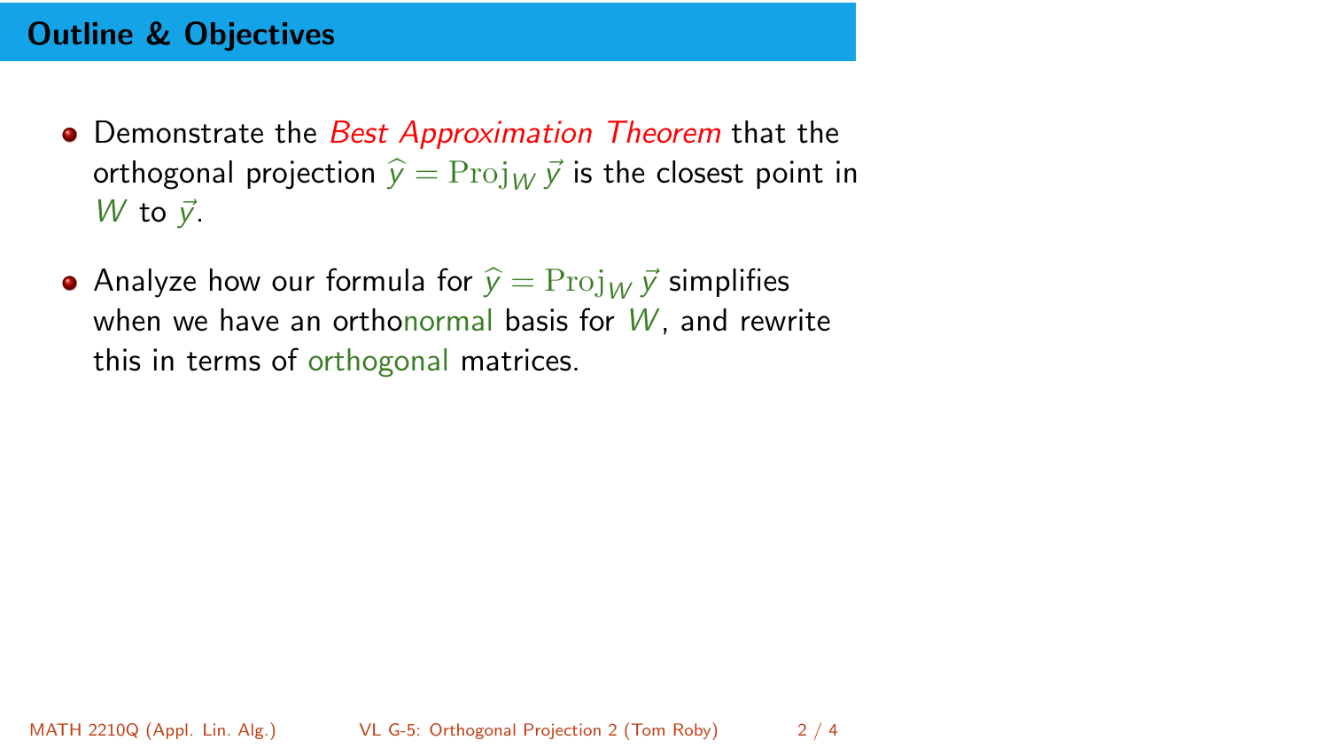## Outline & Objectives

- Demonstrate the *Best Approximation Theorem* that the orthogonal projection $\widehat{y} = \mathrm{Proj}_W \vec{y}$ is the closest point in $W$ to $\vec{y}$.

- Analyze how our formula for $\widehat{y} = \mathrm{Proj}_W \vec{y}$ simplifies when we have an orthonormal basis for $W$, and rewrite this in terms of orthogonal matrices.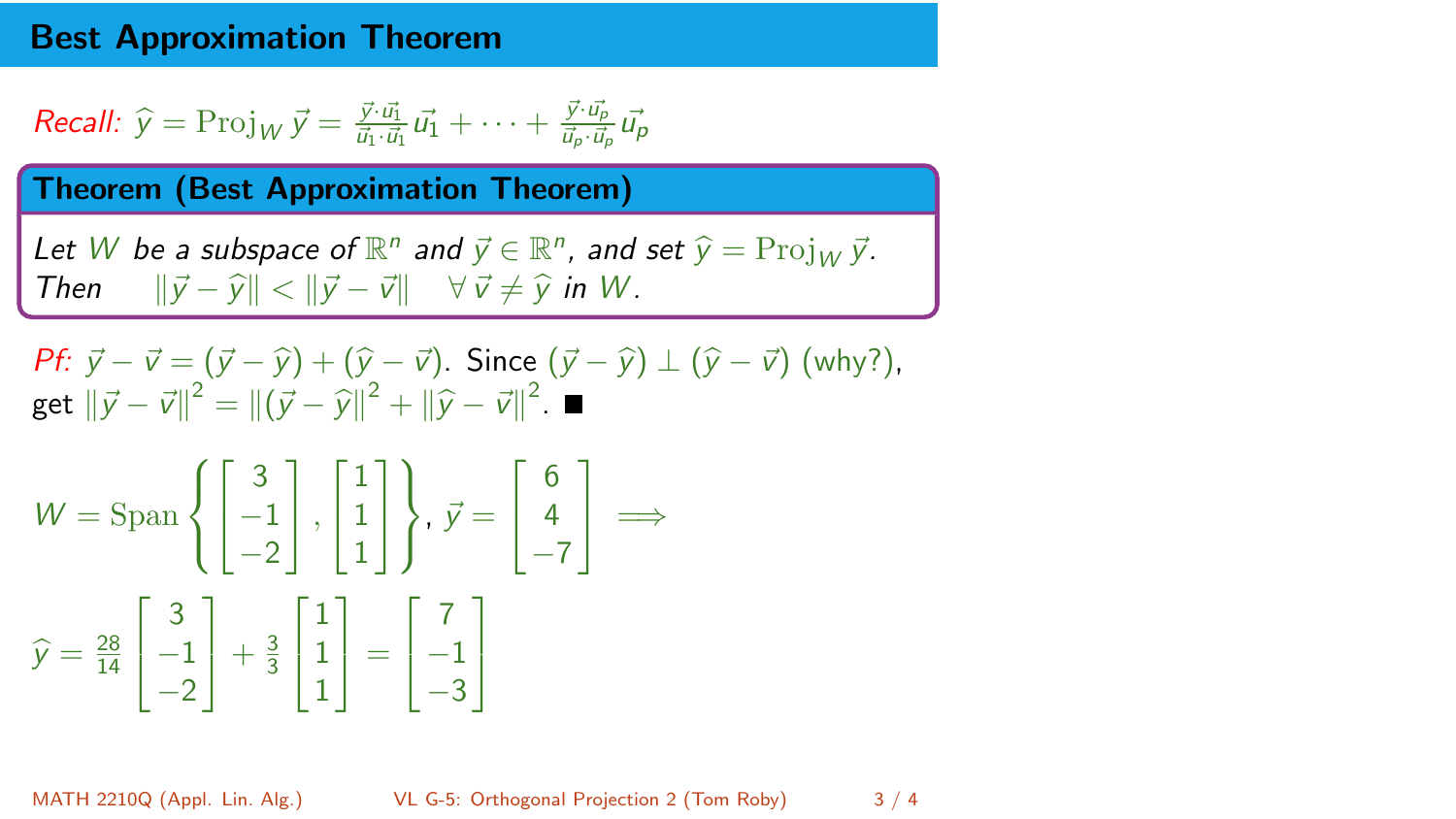# Best Approximation Theorem

*Recall:* $\widehat{y} = \mathrm{Proj}_W \vec{y} = \frac{\vec{y}\cdot\vec{u_1}}{\vec{u_1}\cdot\vec{u_1}}\vec{u_1} + \cdots + \frac{\vec{y}\cdot\vec{u_p}}{\vec{u_p}\cdot\vec{u_p}}\vec{u_p}$

**Theorem (Best Approximation Theorem)**

*Let $W$ be a subspace of $\mathbb{R}^n$ and $\vec{y} \in \mathbb{R}^n$, and set $\widehat{y} = \mathrm{Proj}_W \vec{y}$.*
*Then* $\quad \|\vec{y} - \widehat{y}\| < \|\vec{y} - \vec{v}\| \quad \forall\, \vec{v} \neq \widehat{y}$ *in $W$.*

*Pf:* $\vec{y} - \vec{v} = (\vec{y} - \widehat{y}) + (\widehat{y} - \vec{v})$. Since $(\vec{y} - \widehat{y}) \perp (\widehat{y} - \vec{v})$ (why?), get $\|\vec{y} - \vec{v}\|^2 = \|(\vec{y} - \widehat{y}\|^2 + \|\widehat{y} - \vec{v}\|^2$. ■

$$W = \mathrm{Span}\left\{ \begin{bmatrix} 3 \\ -1 \\ -2 \end{bmatrix}, \begin{bmatrix} 1 \\ 1 \\ 1 \end{bmatrix} \right\},\ \vec{y} = \begin{bmatrix} 6 \\ 4 \\ -7 \end{bmatrix} \implies$$

$$\widehat{y} = \tfrac{28}{14}\begin{bmatrix} 3 \\ -1 \\ -2 \end{bmatrix} + \tfrac{3}{3}\begin{bmatrix} 1 \\ 1 \\ 1 \end{bmatrix} = \begin{bmatrix} 7 \\ -1 \\ -3 \end{bmatrix}$$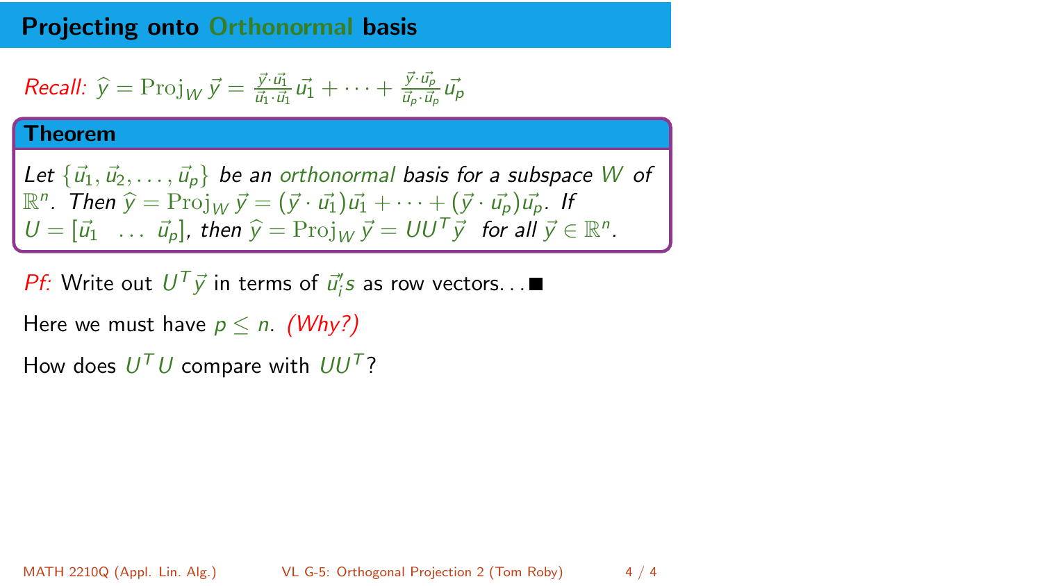# Projecting onto Orthonormal basis

*Recall:* $\widehat{y} = \text{Proj}_W \vec{y} = \frac{\vec{y}\cdot\vec{u_1}}{\vec{u_1}\cdot\vec{u_1}}\vec{u_1} + \cdots + \frac{\vec{y}\cdot\vec{u_p}}{\vec{u_p}\cdot\vec{u_p}}\vec{u_p}$

**Theorem**

*Let $\{\vec{u}_1, \vec{u}_2, \ldots, \vec{u}_p\}$ be an orthonormal basis for a subspace $W$ of $\mathbb{R}^n$. Then $\widehat{y} = \text{Proj}_W \vec{y} = (\vec{y}\cdot\vec{u_1})\vec{u_1} + \cdots + (\vec{y}\cdot\vec{u_p})\vec{u_p}$. If $U = [\vec{u}_1 \quad \ldots \ \vec{u}_p]$, then $\widehat{y} = \text{Proj}_W \vec{y} = UU^T\vec{y}$ for all $\vec{y} \in \mathbb{R}^n$.*

*Pf:* Write out $U^T\vec{y}$ in terms of $\vec{u_i}$'s as row vectors. . . ■

Here we must have $p \leq n$. *(Why?)*

How does $U^TU$ compare with $UU^T$?